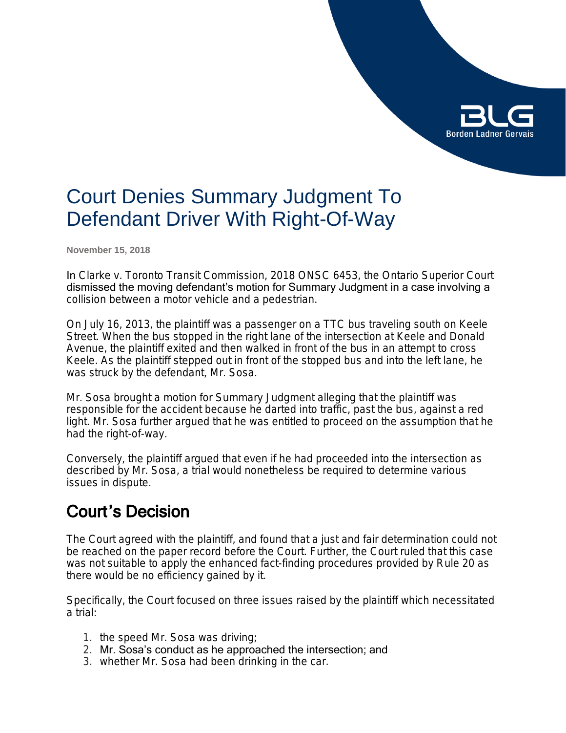# Court Denies Summary Judgment To Defendant Driver With Right-Of-Way

**November 15, 2018**

In Clarke v. Toronto Transit Commission, 2018 ONSC 6453, the Ontario Superior Court dismissed the moving defendant's motion for Summary Judgment in a case involving a collision between a motor vehicle and a pedestrian.

On July 16, 2013, the plaintiff was a passenger on a TTC bus traveling south on Keele Street. When the bus stopped in the right lane of the intersection at Keele and Donald Avenue, the plaintiff exited and then walked in front of the bus in an attempt to cross Keele. As the plaintiff stepped out in front of the stopped bus and into the left lane, he was struck by the defendant, Mr. Sosa.

Mr. Sosa brought a motion for Summary Judgment alleging that the plaintiff was responsible for the accident because he darted into traffic, past the bus, against a red light. Mr. Sosa further argued that he was entitled to proceed on the assumption that he had the right-of-way.

Conversely, the plaintiff argued that even if he had proceeded into the intersection as described by Mr. Sosa, a trial would nonetheless be required to determine various issues in dispute.

## Court's Decision

The Court agreed with the plaintiff, and found that a just and fair determination could not be reached on the paper record before the Court. Further, the Court ruled that this case was not suitable to apply the enhanced fact-finding procedures provided by Rule 20 as there would be no efficiency gained by it.

Specifically, the Court focused on three issues raised by the plaintiff which necessitated a trial:

1. the speed Mr. Sosa was driving;
2. Mr. Sosa's conduct as he approached the intersection; and
3. whether Mr. Sosa had been drinking in the car.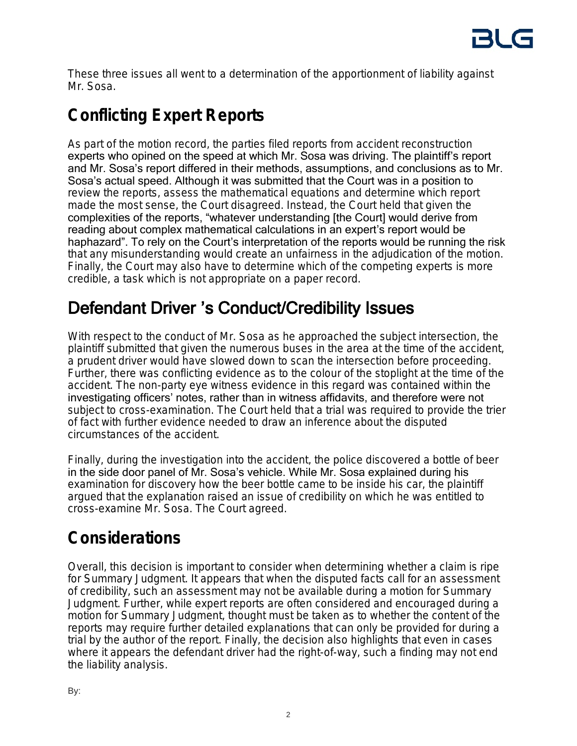These three issues all went to a determination of the apportionment of liability against Mr. Sosa.

## Conflicting Expert Reports

As part of the motion record, the parties filed reports from accident reconstruction experts who opined on the speed at which Mr. Sosa was driving. The plaintiff's report and Mr. Sosa's report differed in their methods, assumptions, and conclusions as to Mr. Sosa's actual speed. Although it was submitted that the Court was in a position to review the reports, assess the mathematical equations and determine which report made the most sense, the Court disagreed. Instead, the Court held that given the complexities of the reports, "whatever understanding [the Court] would derive from reading about complex mathematical calculations in an expert's report would be haphazard". To rely on the Court's interpretation of the reports would be running the risk that any misunderstanding would create an unfairness in the adjudication of the motion. Finally, the Court may also have to determine which of the competing experts is more credible, a task which is not appropriate on a paper record.

## Defendant Driver 's Conduct/Credibility Issues

With respect to the conduct of Mr. Sosa as he approached the subject intersection, the plaintiff submitted that given the numerous buses in the area at the time of the accident, a prudent driver would have slowed down to scan the intersection before proceeding. Further, there was conflicting evidence as to the colour of the stoplight at the time of the accident. The non-party eye witness evidence in this regard was contained within the investigating officers' notes, rather than in witness affidavits, and therefore were not subject to cross-examination. The Court held that a trial was required to provide the trier of fact with further evidence needed to draw an inference about the disputed circumstances of the accident.

Finally, during the investigation into the accident, the police discovered a bottle of beer in the side door panel of Mr. Sosa's vehicle. While Mr. Sosa explained during his examination for discovery how the beer bottle came to be inside his car, the plaintiff argued that the explanation raised an issue of credibility on which he was entitled to cross-examine Mr. Sosa. The Court agreed.

## Considerations

Overall, this decision is important to consider when determining whether a claim is ripe for Summary Judgment. It appears that when the disputed facts call for an assessment of credibility, such an assessment may not be available during a motion for Summary Judgment. Further, while expert reports are often considered and encouraged during a motion for Summary Judgment, thought must be taken as to whether the content of the reports may require further detailed explanations that can only be provided for during a trial by the author of the report. Finally, the decision also highlights that even in cases where it appears the defendant driver had the right-of-way, such a finding may not end the liability analysis.

By: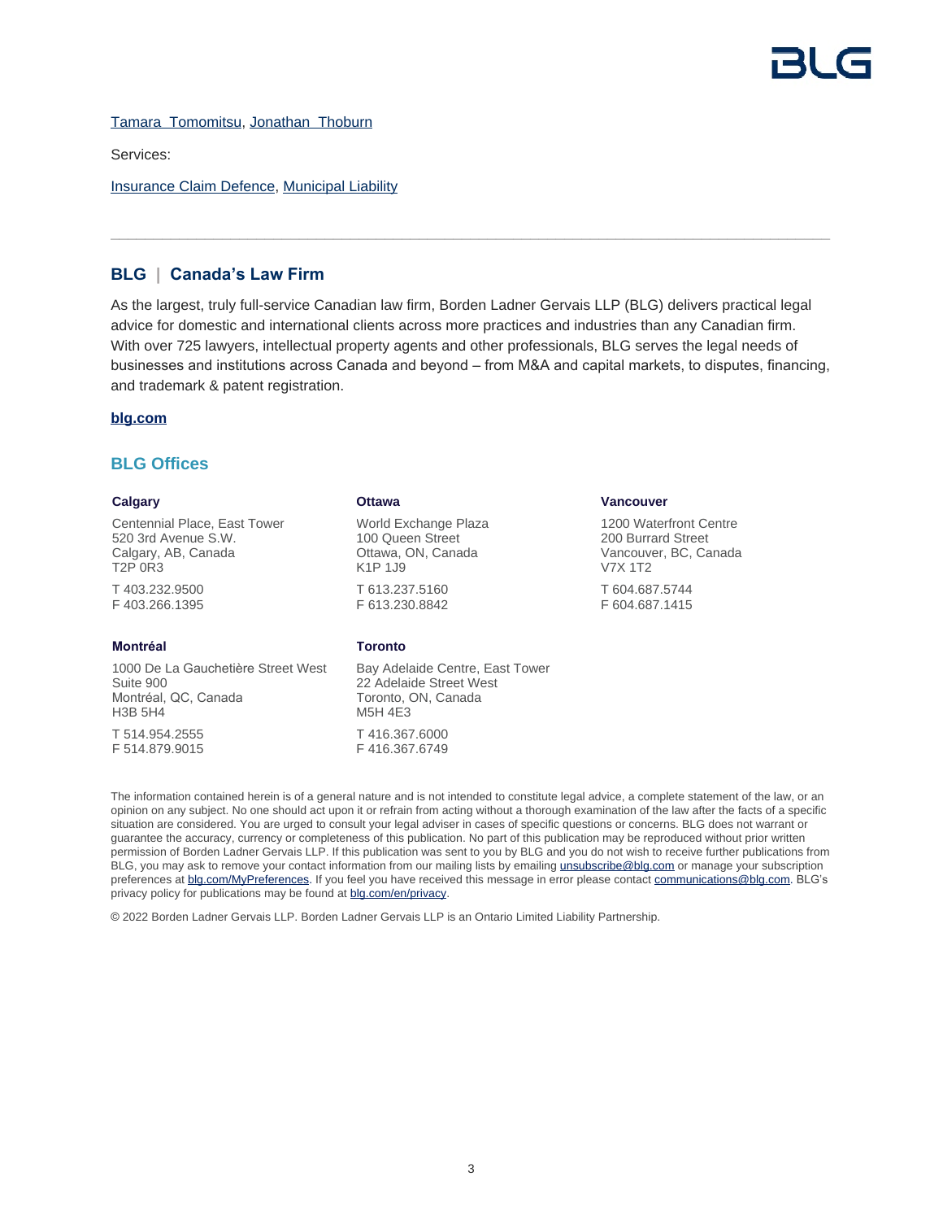[Tamara Tomomitsu](), [Jonathan Thoburn]()

Services:

[Insurance Claim Defence](), [Municipal Liability]()

---

## BLG | Canada's Law Firm

As the largest, truly full-service Canadian law firm, Borden Ladner Gervais LLP (BLG) delivers practical legal advice for domestic and international clients across more practices and industries than any Canadian firm. With over 725 lawyers, intellectual property agents and other professionals, BLG serves the legal needs of businesses and institutions across Canada and beyond – from M&A and capital markets, to disputes, financing, and trademark & patent registration.

**blg.com**

## BLG Offices

**Calgary**

Centennial Place, East Tower
520 3rd Avenue S.W.
Calgary, AB, Canada
T2P 0R3

T 403.232.9500
F 403.266.1395

**Ottawa**

World Exchange Plaza
100 Queen Street
Ottawa, ON, Canada
K1P 1J9

T 613.237.5160
F 613.230.8842

**Vancouver**

1200 Waterfront Centre
200 Burrard Street
Vancouver, BC, Canada
V7X 1T2

T 604.687.5744
F 604.687.1415

**Montréal**

1000 De La Gauchetière Street West
Suite 900
Montréal, QC, Canada
H3B 5H4

T 514.954.2555
F 514.879.9015

**Toronto**

Bay Adelaide Centre, East Tower
22 Adelaide Street West
Toronto, ON, Canada
M5H 4E3

T 416.367.6000
F 416.367.6749

The information contained herein is of a general nature and is not intended to constitute legal advice, a complete statement of the law, or an opinion on any subject. No one should act upon it or refrain from acting without a thorough examination of the law after the facts of a specific situation are considered. You are urged to consult your legal adviser in cases of specific questions or concerns. BLG does not warrant or guarantee the accuracy, currency or completeness of this publication. No part of this publication may be reproduced without prior written permission of Borden Ladner Gervais LLP. If this publication was sent to you by BLG and you do not wish to receive further publications from BLG, you may ask to remove your contact information from our mailing lists by emailing unsubscribe@blg.com or manage your subscription preferences at blg.com/MyPreferences. If you feel you have received this message in error please contact communications@blg.com. BLG's privacy policy for publications may be found at blg.com/en/privacy.

© 2022 Borden Ladner Gervais LLP. Borden Ladner Gervais LLP is an Ontario Limited Liability Partnership.